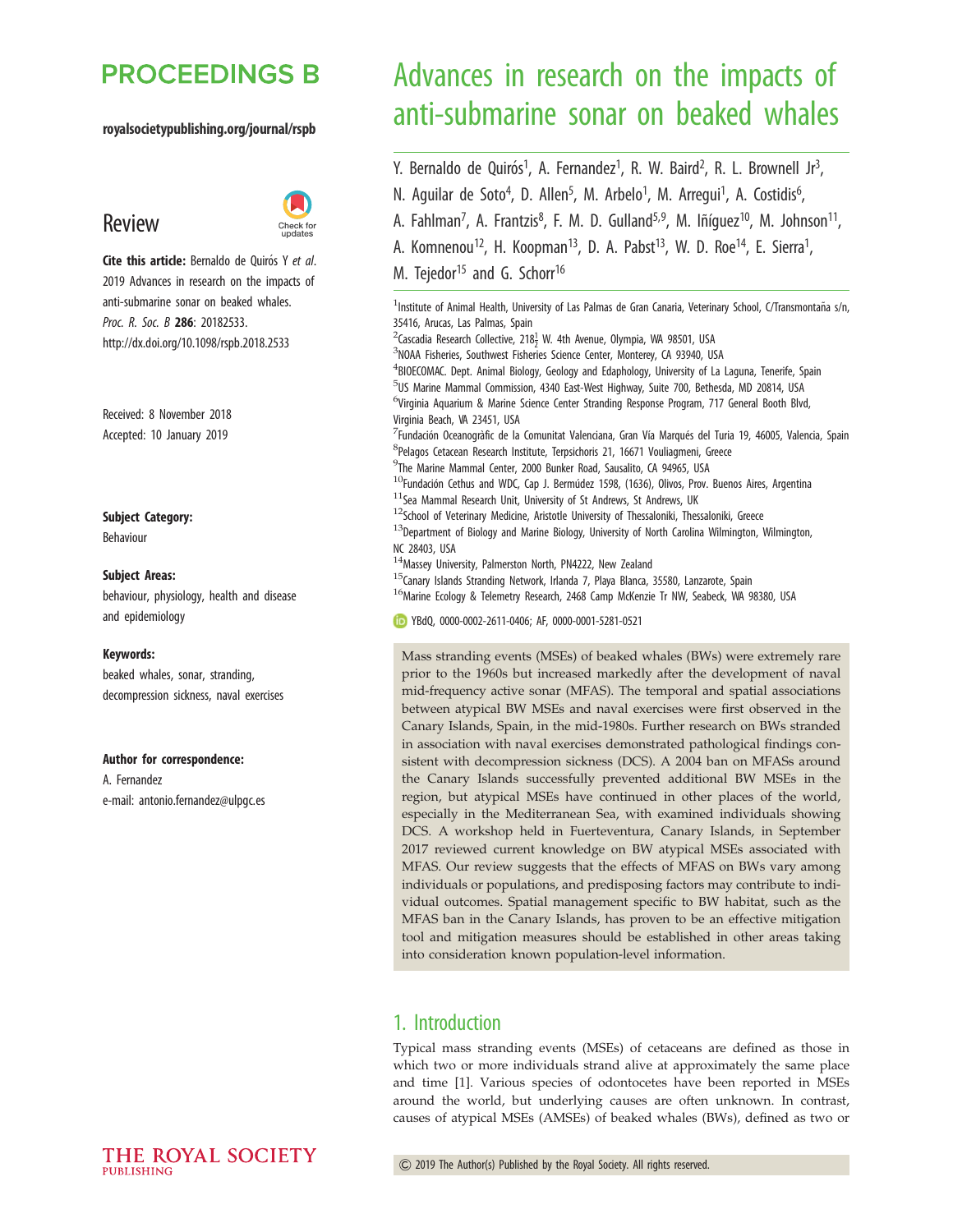# Advances in research on the impacts of anti-submarine sonar on beaked whales

Y. Bernaldo de Quirós[1], A. Fernandez[1], R. W. Baird[2], R. L. Brownell Jr[3], N. Aguilar de Soto[4], D. Allen[5], M. Arbelo[1], M. Arregui[1], A. Costidis[6], A. Fahlman[7], A. Frantzis[8], F. M. D. Gulland[5,9], M. Iñíguez[10], M. Johnson[11], A. Komnenou[12], H. Koopman[13], D. A. Pabst[13], W. D. Roe[14], E. Sierra[1], M. Tejedor[15] and G. Schorr[16]

[1]Institute of Animal Health, University of Las Palmas de Gran Canaria, Veterinary School, C/Transmontaña s/n, 35416, Arucas, Las Palmas, Spain
[2]Cascadia Research Collective, 218½ W. 4th Avenue, Olympia, WA 98501, USA
[3]NOAA Fisheries, Southwest Fisheries Science Center, Monterey, CA 93940, USA
[4]BIOECOMAC. Dept. Animal Biology, Geology and Edaphology, University of La Laguna, Tenerife, Spain
[5]US Marine Mammal Commission, 4340 East-West Highway, Suite 700, Bethesda, MD 20814, USA
[6]Virginia Aquarium & Marine Science Center Stranding Response Program, 717 General Booth Blvd, Virginia Beach, VA 23451, USA
[7]Fundación Oceanogràfic de la Comunitat Valenciana, Gran Vía Marqués del Turia 19, 46005, Valencia, Spain
[8]Pelagos Cetacean Research Institute, Terpsichoris 21, 16671 Vouliagmeni, Greece
[9]The Marine Mammal Center, 2000 Bunker Road, Sausalito, CA 94965, USA
[10]Fundación Cethus and WDC, Cap J. Bermúdez 1598, (1636), Olivos, Prov. Buenos Aires, Argentina
[11]Sea Mammal Research Unit, University of St Andrews, St Andrews, UK
[12]School of Veterinary Medicine, Aristotle University of Thessaloniki, Thessaloniki, Greece
[13]Department of Biology and Marine Biology, University of North Carolina Wilmington, Wilmington, NC 28403, USA
[14]Massey University, Palmerston North, PN4222, New Zealand
[15]Canary Islands Stranding Network, Irlanda 7, Playa Blanca, 35580, Lanzarote, Spain
[16]Marine Ecology & Telemetry Research, 2468 Camp McKenzie Tr NW, Seabeck, WA 98380, USA

YBdQ, 0000-0002-2611-0406; AF, 0000-0001-5281-0521

**Review**

**Cite this article:** Bernaldo de Quirós Y *et al.* 2019 Advances in research on the impacts of anti-submarine sonar on beaked whales. *Proc. R. Soc. B* **286**: 20182533. http://dx.doi.org/10.1098/rspb.2018.2533

Received: 8 November 2018
Accepted: 10 January 2019

**Subject Category:**
Behaviour

**Subject Areas:**
behaviour, physiology, health and disease and epidemiology

**Keywords:**
beaked whales, sonar, stranding, decompression sickness, naval exercises

**Author for correspondence:**
A. Fernandez
e-mail: antonio.fernandez@ulpgc.es

Mass stranding events (MSEs) of beaked whales (BWs) were extremely rare prior to the 1960s but increased markedly after the development of naval mid-frequency active sonar (MFAS). The temporal and spatial associations between atypical BW MSEs and naval exercises were first observed in the Canary Islands, Spain, in the mid-1980s. Further research on BWs stranded in association with naval exercises demonstrated pathological findings consistent with decompression sickness (DCS). A 2004 ban on MFASs around the Canary Islands successfully prevented additional BW MSEs in the region, but atypical MSEs have continued in other places of the world, especially in the Mediterranean Sea, with examined individuals showing DCS. A workshop held in Fuerteventura, Canary Islands, in September 2017 reviewed current knowledge on BW atypical MSEs associated with MFAS. Our review suggests that the effects of MFAS on BWs vary among individuals or populations, and predisposing factors may contribute to individual outcomes. Spatial management specific to BW habitat, such as the MFAS ban in the Canary Islands, has proven to be an effective mitigation tool and mitigation measures should be established in other areas taking into consideration known population-level information.

## 1. Introduction

Typical mass stranding events (MSEs) of cetaceans are defined as those in which two or more individuals strand alive at approximately the same place and time [1]. Various species of odontocetes have been reported in MSEs around the world, but underlying causes are often unknown. In contrast, causes of atypical MSEs (AMSEs) of beaked whales (BWs), defined as two or

© 2019 The Author(s) Published by the Royal Society. All rights reserved.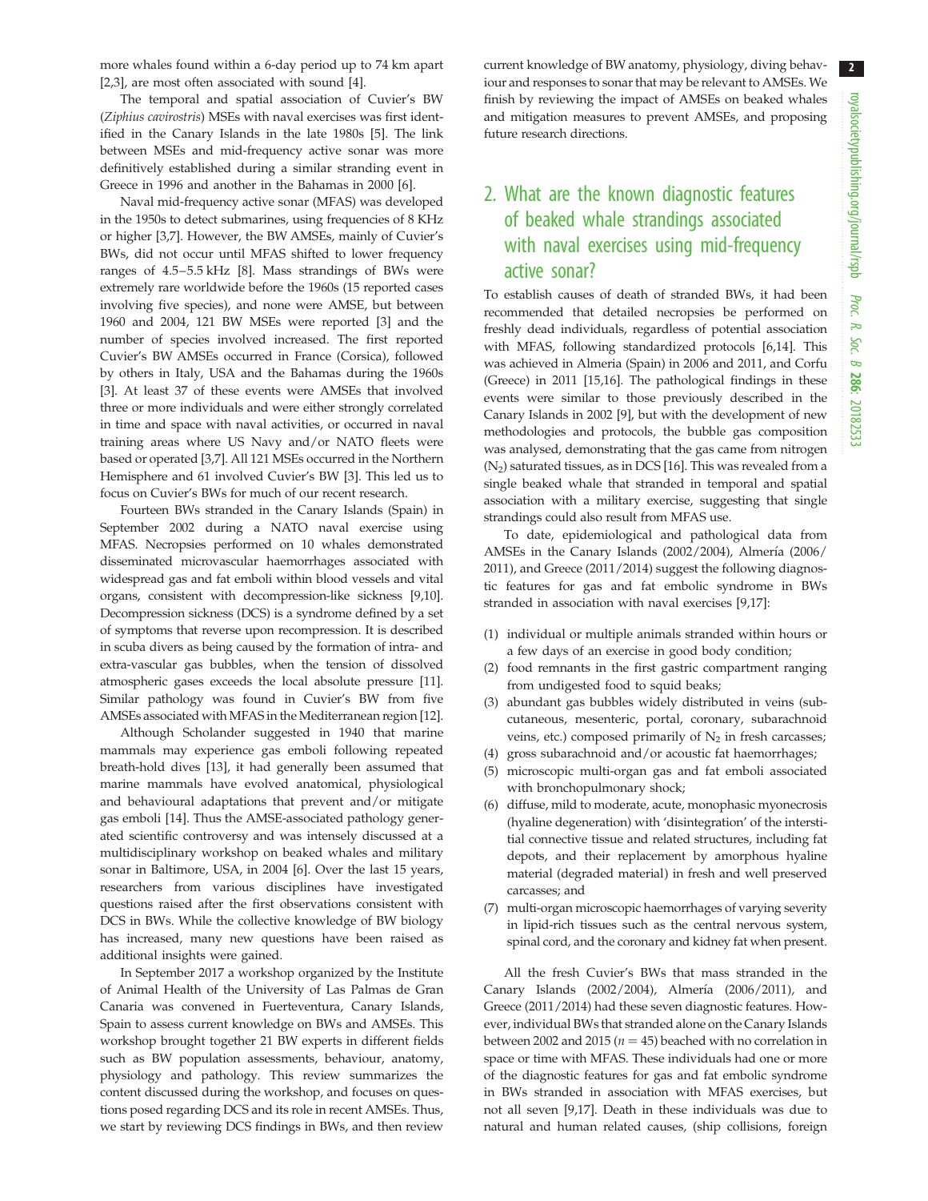more whales found within a 6-day period up to 74 km apart [2,3], are most often associated with sound [4].

The temporal and spatial association of Cuvier's BW (*Ziphius cavirostris*) MSEs with naval exercises was first identified in the Canary Islands in the late 1980s [5]. The link between MSEs and mid-frequency active sonar was more definitively established during a similar stranding event in Greece in 1996 and another in the Bahamas in 2000 [6].

Naval mid-frequency active sonar (MFAS) was developed in the 1950s to detect submarines, using frequencies of 8 KHz or higher [3,7]. However, the BW AMSEs, mainly of Cuvier's BWs, did not occur until MFAS shifted to lower frequency ranges of 4.5–5.5 kHz [8]. Mass strandings of BWs were extremely rare worldwide before the 1960s (15 reported cases involving five species), and none were AMSE, but between 1960 and 2004, 121 BW MSEs were reported [3] and the number of species involved increased. The first reported Cuvier's BW AMSEs occurred in France (Corsica), followed by others in Italy, USA and the Bahamas during the 1960s [3]. At least 37 of these events were AMSEs that involved three or more individuals and were either strongly correlated in time and space with naval activities, or occurred in naval training areas where US Navy and/or NATO fleets were based or operated [3,7]. All 121 MSEs occurred in the Northern Hemisphere and 61 involved Cuvier's BW [3]. This led us to focus on Cuvier's BWs for much of our recent research.

Fourteen BWs stranded in the Canary Islands (Spain) in September 2002 during a NATO naval exercise using MFAS. Necropsies performed on 10 whales demonstrated disseminated microvascular haemorrhages associated with widespread gas and fat emboli within blood vessels and vital organs, consistent with decompression-like sickness [9,10]. Decompression sickness (DCS) is a syndrome defined by a set of symptoms that reverse upon recompression. It is described in scuba divers as being caused by the formation of intra- and extra-vascular gas bubbles, when the tension of dissolved atmospheric gases exceeds the local absolute pressure [11]. Similar pathology was found in Cuvier's BW from five AMSEs associated with MFAS in the Mediterranean region [12].

Although Scholander suggested in 1940 that marine mammals may experience gas emboli following repeated breath-hold dives [13], it had generally been assumed that marine mammals have evolved anatomical, physiological and behavioural adaptations that prevent and/or mitigate gas emboli [14]. Thus the AMSE-associated pathology generated scientific controversy and was intensely discussed at a multidisciplinary workshop on beaked whales and military sonar in Baltimore, USA, in 2004 [6]. Over the last 15 years, researchers from various disciplines have investigated questions raised after the first observations consistent with DCS in BWs. While the collective knowledge of BW biology has increased, many new questions have been raised as additional insights were gained.

In September 2017 a workshop organized by the Institute of Animal Health of the University of Las Palmas de Gran Canaria was convened in Fuerteventura, Canary Islands, Spain to assess current knowledge on BWs and AMSEs. This workshop brought together 21 BW experts in different fields such as BW population assessments, behaviour, anatomy, physiology and pathology. This review summarizes the content discussed during the workshop, and focuses on questions posed regarding DCS and its role in recent AMSEs. Thus, we start by reviewing DCS findings in BWs, and then review current knowledge of BW anatomy, physiology, diving behaviour and responses to sonar that may be relevant to AMSEs. We finish by reviewing the impact of AMSEs on beaked whales and mitigation measures to prevent AMSEs, and proposing future research directions.

## 2. What are the known diagnostic features of beaked whale strandings associated with naval exercises using mid-frequency active sonar?

To establish causes of death of stranded BWs, it had been recommended that detailed necropsies be performed on freshly dead individuals, regardless of potential association with MFAS, following standardized protocols [6,14]. This was achieved in Almeria (Spain) in 2006 and 2011, and Corfu (Greece) in 2011 [15,16]. The pathological findings in these events were similar to those previously described in the Canary Islands in 2002 [9], but with the development of new methodologies and protocols, the bubble gas composition was analysed, demonstrating that the gas came from nitrogen ($N_2$) saturated tissues, as in DCS [16]. This was revealed from a single beaked whale that stranded in temporal and spatial association with a military exercise, suggesting that single strandings could also result from MFAS use.

To date, epidemiological and pathological data from AMSEs in the Canary Islands (2002/2004), Almería (2006/2011), and Greece (2011/2014) suggest the following diagnostic features for gas and fat embolic syndrome in BWs stranded in association with naval exercises [9,17]:

(1) individual or multiple animals stranded within hours or a few days of an exercise in good body condition;
(2) food remnants in the first gastric compartment ranging from undigested food to squid beaks;
(3) abundant gas bubbles widely distributed in veins (subcutaneous, mesenteric, portal, coronary, subarachnoid veins, etc.) composed primarily of $N_2$ in fresh carcasses;
(4) gross subarachnoid and/or acoustic fat haemorrhages;
(5) microscopic multi-organ gas and fat emboli associated with bronchopulmonary shock;
(6) diffuse, mild to moderate, acute, monophasic myonecrosis (hyaline degeneration) with 'disintegration' of the interstitial connective tissue and related structures, including fat depots, and their replacement by amorphous hyaline material (degraded material) in fresh and well preserved carcasses; and
(7) multi-organ microscopic haemorrhages of varying severity in lipid-rich tissues such as the central nervous system, spinal cord, and the coronary and kidney fat when present.

All the fresh Cuvier's BWs that mass stranded in the Canary Islands (2002/2004), Almería (2006/2011), and Greece (2011/2014) had these seven diagnostic features. However, individual BWs that stranded alone on the Canary Islands between 2002 and 2015 ($n = 45$) beached with no correlation in space or time with MFAS. These individuals had one or more of the diagnostic features for gas and fat embolic syndrome in BWs stranded in association with MFAS exercises, but not all seven [9,17]. Death in these individuals was due to natural and human related causes, (ship collisions, foreign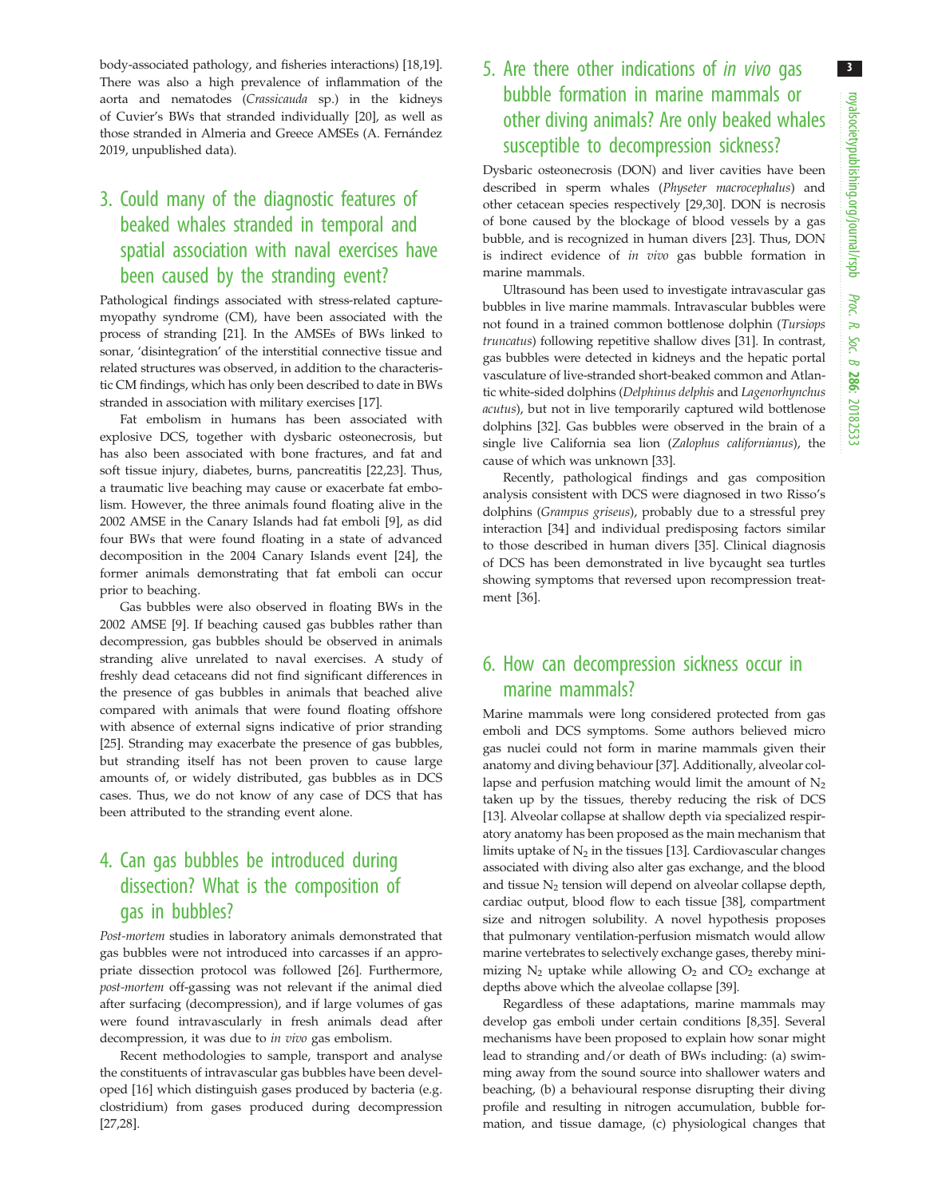body-associated pathology, and fisheries interactions) [18,19]. There was also a high prevalence of inflammation of the aorta and nematodes (*Crassicauda* sp.) in the kidneys of Cuvier's BWs that stranded individually [20], as well as those stranded in Almeria and Greece AMSEs (A. Fernández 2019, unpublished data).

## 3. Could many of the diagnostic features of beaked whales stranded in temporal and spatial association with naval exercises have been caused by the stranding event?

Pathological findings associated with stress-related capture-myopathy syndrome (CM), have been associated with the process of stranding [21]. In the AMSEs of BWs linked to sonar, 'disintegration' of the interstitial connective tissue and related structures was observed, in addition to the characteristic CM findings, which has only been described to date in BWs stranded in association with military exercises [17].

Fat embolism in humans has been associated with explosive DCS, together with dysbaric osteonecrosis, but has also been associated with bone fractures, and fat and soft tissue injury, diabetes, burns, pancreatitis [22,23]. Thus, a traumatic live beaching may cause or exacerbate fat embolism. However, the three animals found floating alive in the 2002 AMSE in the Canary Islands had fat emboli [9], as did four BWs that were found floating in a state of advanced decomposition in the 2004 Canary Islands event [24], the former animals demonstrating that fat emboli can occur prior to beaching.

Gas bubbles were also observed in floating BWs in the 2002 AMSE [9]. If beaching caused gas bubbles rather than decompression, gas bubbles should be observed in animals stranding alive unrelated to naval exercises. A study of freshly dead cetaceans did not find significant differences in the presence of gas bubbles in animals that beached alive compared with animals that were found floating offshore with absence of external signs indicative of prior stranding [25]. Stranding may exacerbate the presence of gas bubbles, but stranding itself has not been proven to cause large amounts of, or widely distributed, gas bubbles as in DCS cases. Thus, we do not know of any case of DCS that has been attributed to the stranding event alone.

## 4. Can gas bubbles be introduced during dissection? What is the composition of gas in bubbles?

*Post-mortem* studies in laboratory animals demonstrated that gas bubbles were not introduced into carcasses if an appropriate dissection protocol was followed [26]. Furthermore, *post-mortem* off-gassing was not relevant if the animal died after surfacing (decompression), and if large volumes of gas were found intravascularly in fresh animals dead after decompression, it was due to *in vivo* gas embolism.

Recent methodologies to sample, transport and analyse the constituents of intravascular gas bubbles have been developed [16] which distinguish gases produced by bacteria (e.g. clostridium) from gases produced during decompression [27,28].

## 5. Are there other indications of *in vivo* gas bubble formation in marine mammals or other diving animals? Are only beaked whales susceptible to decompression sickness?

Dysbaric osteonecrosis (DON) and liver cavities have been described in sperm whales (*Physeter macrocephalus*) and other cetacean species respectively [29,30]. DON is necrosis of bone caused by the blockage of blood vessels by a gas bubble, and is recognized in human divers [23]. Thus, DON is indirect evidence of *in vivo* gas bubble formation in marine mammals.

Ultrasound has been used to investigate intravascular gas bubbles in live marine mammals. Intravascular bubbles were not found in a trained common bottlenose dolphin (*Tursiops truncatus*) following repetitive shallow dives [31]. In contrast, gas bubbles were detected in kidneys and the hepatic portal vasculature of live-stranded short-beaked common and Atlantic white-sided dolphins (*Delphinus delphis* and *Lagenorhynchus acutus*), but not in live temporarily captured wild bottlenose dolphins [32]. Gas bubbles were observed in the brain of a single live California sea lion (*Zalophus californianus*), the cause of which was unknown [33].

Recently, pathological findings and gas composition analysis consistent with DCS were diagnosed in two Risso's dolphins (*Grampus griseus*), probably due to a stressful prey interaction [34] and individual predisposing factors similar to those described in human divers [35]. Clinical diagnosis of DCS has been demonstrated in live bycaught sea turtles showing symptoms that reversed upon recompression treatment [36].

## 6. How can decompression sickness occur in marine mammals?

Marine mammals were long considered protected from gas emboli and DCS symptoms. Some authors believed micro gas nuclei could not form in marine mammals given their anatomy and diving behaviour [37]. Additionally, alveolar collapse and perfusion matching would limit the amount of $N_2$ taken up by the tissues, thereby reducing the risk of DCS [13]. Alveolar collapse at shallow depth via specialized respiratory anatomy has been proposed as the main mechanism that limits uptake of $N_2$ in the tissues [13]. Cardiovascular changes associated with diving also alter gas exchange, and the blood and tissue $N_2$ tension will depend on alveolar collapse depth, cardiac output, blood flow to each tissue [38], compartment size and nitrogen solubility. A novel hypothesis proposes that pulmonary ventilation-perfusion mismatch would allow marine vertebrates to selectively exchange gases, thereby minimizing $N_2$ uptake while allowing $O_2$ and $CO_2$ exchange at depths above which the alveolae collapse [39].

Regardless of these adaptations, marine mammals may develop gas emboli under certain conditions [8,35]. Several mechanisms have been proposed to explain how sonar might lead to stranding and/or death of BWs including: (a) swimming away from the sound source into shallower waters and beaching, (b) a behavioural response disrupting their diving profile and resulting in nitrogen accumulation, bubble formation, and tissue damage, (c) physiological changes that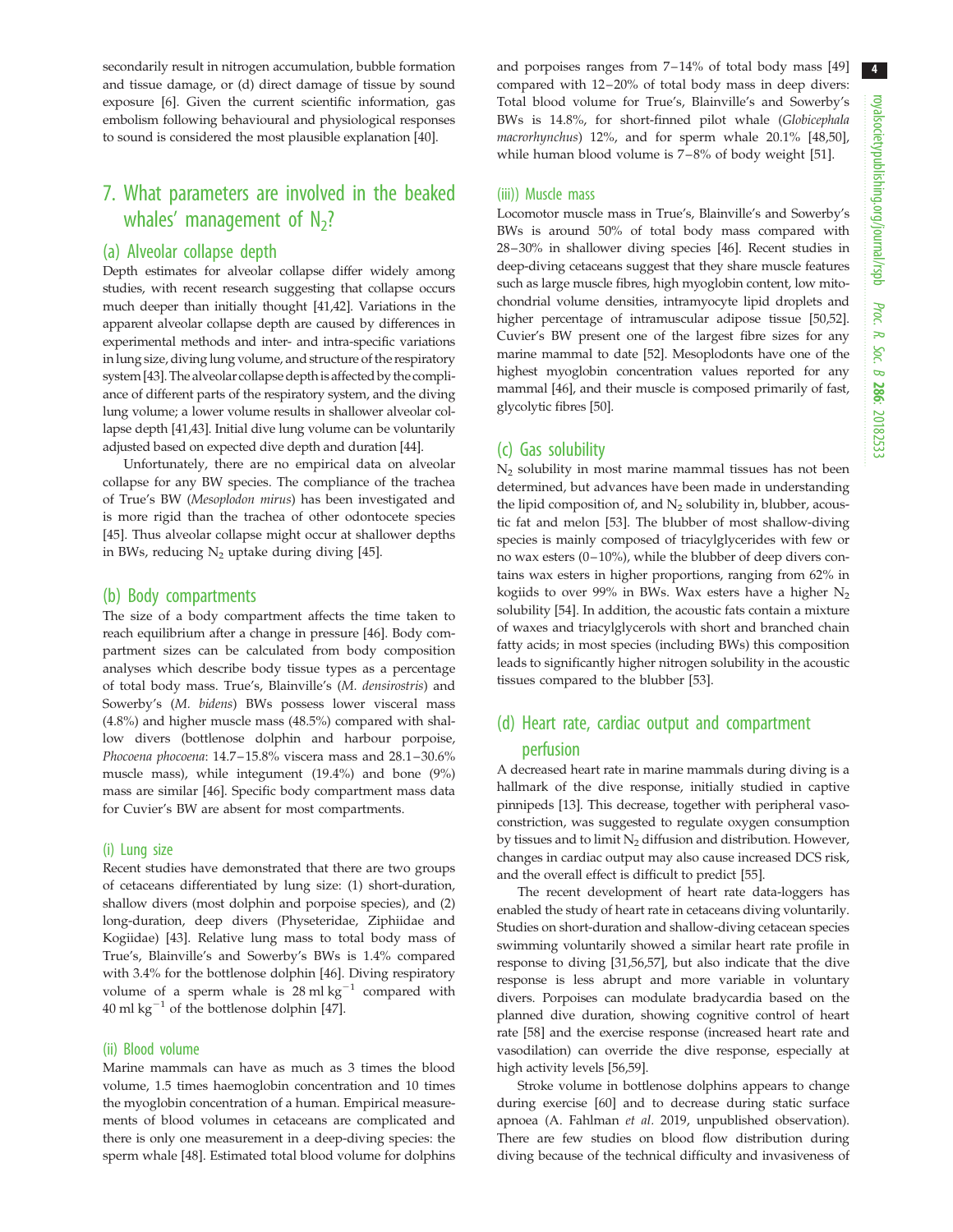secondarily result in nitrogen accumulation, bubble formation and tissue damage, or (d) direct damage of tissue by sound exposure [6]. Given the current scientific information, gas embolism following behavioural and physiological responses to sound is considered the most plausible explanation [40].

## 7. What parameters are involved in the beaked whales' management of $N_2$?

### (a) Alveolar collapse depth

Depth estimates for alveolar collapse differ widely among studies, with recent research suggesting that collapse occurs much deeper than initially thought [41,42]. Variations in the apparent alveolar collapse depth are caused by differences in experimental methods and inter- and intra-specific variations in lung size, diving lung volume, and structure of the respiratory system [43]. The alveolar collapse depth is affected by the compliance of different parts of the respiratory system, and the diving lung volume; a lower volume results in shallower alveolar collapse depth [41,43]. Initial dive lung volume can be voluntarily adjusted based on expected dive depth and duration [44].

Unfortunately, there are no empirical data on alveolar collapse for any BW species. The compliance of the trachea of True's BW (*Mesoplodon mirus*) has been investigated and is more rigid than the trachea of other odontocete species [45]. Thus alveolar collapse might occur at shallower depths in BWs, reducing $N_2$ uptake during diving [45].

### (b) Body compartments

The size of a body compartment affects the time taken to reach equilibrium after a change in pressure [46]. Body compartment sizes can be calculated from body composition analyses which describe body tissue types as a percentage of total body mass. True's, Blainville's (*M. densirostris*) and Sowerby's (*M. bidens*) BWs possess lower visceral mass (4.8%) and higher muscle mass (48.5%) compared with shallow divers (bottlenose dolphin and harbour porpoise, *Phocoena phocoena*: 14.7–15.8% viscera mass and 28.1–30.6% muscle mass), while integument (19.4%) and bone (9%) mass are similar [46]. Specific body compartment mass data for Cuvier's BW are absent for most compartments.

#### (i) Lung size

Recent studies have demonstrated that there are two groups of cetaceans differentiated by lung size: (1) short-duration, shallow divers (most dolphin and porpoise species), and (2) long-duration, deep divers (Physeteridae, Ziphiidae and Kogiidae) [43]. Relative lung mass to total body mass of True's, Blainville's and Sowerby's BWs is 1.4% compared with 3.4% for the bottlenose dolphin [46]. Diving respiratory volume of a sperm whale is $28\ \mathrm{ml\ kg^{-1}}$ compared with $40\ \mathrm{ml\ kg^{-1}}$ of the bottlenose dolphin [47].

#### (ii) Blood volume

Marine mammals can have as much as 3 times the blood volume, 1.5 times haemoglobin concentration and 10 times the myoglobin concentration of a human. Empirical measurements of blood volumes in cetaceans are complicated and there is only one measurement in a deep-diving species: the sperm whale [48]. Estimated total blood volume for dolphins and porpoises ranges from 7–14% of total body mass [49] compared with 12–20% of total body mass in deep divers: Total blood volume for True's, Blainville's and Sowerby's BWs is 14.8%, for short-finned pilot whale (*Globicephala macrorhynchus*) 12%, and for sperm whale 20.1% [48,50], while human blood volume is 7–8% of body weight [51].

#### (iii)) Muscle mass

Locomotor muscle mass in True's, Blainville's and Sowerby's BWs is around 50% of total body mass compared with 28–30% in shallower diving species [46]. Recent studies in deep-diving cetaceans suggest that they share muscle features such as large muscle fibres, high myoglobin content, low mitochondrial volume densities, intramyocyte lipid droplets and higher percentage of intramuscular adipose tissue [50,52]. Cuvier's BW present one of the largest fibre sizes for any marine mammal to date [52]. Mesoplodonts have one of the highest myoglobin concentration values reported for any mammal [46], and their muscle is composed primarily of fast, glycolytic fibres [50].

### (c) Gas solubility

$N_2$ solubility in most marine mammal tissues has not been determined, but advances have been made in understanding the lipid composition of, and $N_2$ solubility in, blubber, acoustic fat and melon [53]. The blubber of most shallow-diving species is mainly composed of triacylglycerides with few or no wax esters (0–10%), while the blubber of deep divers contains wax esters in higher proportions, ranging from 62% in kogiids to over 99% in BWs. Wax esters have a higher $N_2$ solubility [54]. In addition, the acoustic fats contain a mixture of waxes and triacylglycerols with short and branched chain fatty acids; in most species (including BWs) this composition leads to significantly higher nitrogen solubility in the acoustic tissues compared to the blubber [53].

### (d) Heart rate, cardiac output and compartment perfusion

A decreased heart rate in marine mammals during diving is a hallmark of the dive response, initially studied in captive pinnipeds [13]. This decrease, together with peripheral vasoconstriction, was suggested to regulate oxygen consumption by tissues and to limit $N_2$ diffusion and distribution. However, changes in cardiac output may also cause increased DCS risk, and the overall effect is difficult to predict [55].

The recent development of heart rate data-loggers has enabled the study of heart rate in cetaceans diving voluntarily. Studies on short-duration and shallow-diving cetacean species swimming voluntarily showed a similar heart rate profile in response to diving [31,56,57], but also indicate that the dive response is less abrupt and more variable in voluntary divers. Porpoises can modulate bradycardia based on the planned dive duration, showing cognitive control of heart rate [58] and the exercise response (increased heart rate and vasodilation) can override the dive response, especially at high activity levels [56,59].

Stroke volume in bottlenose dolphins appears to change during exercise [60] and to decrease during static surface apnoea (A. Fahlman *et al.* 2019, unpublished observation). There are few studies on blood flow distribution during diving because of the technical difficulty and invasiveness of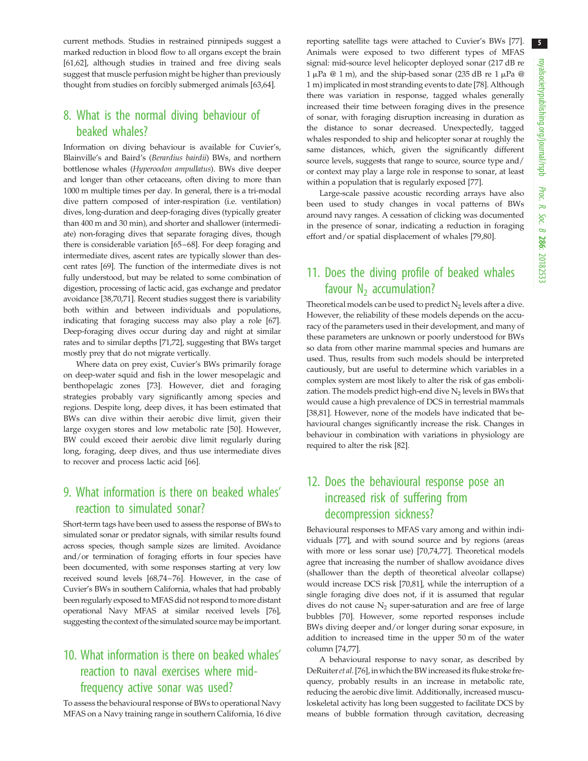current methods. Studies in restrained pinnipeds suggest a marked reduction in blood flow to all organs except the brain [61,62], although studies in trained and free diving seals suggest that muscle perfusion might be higher than previously thought from studies on forcibly submerged animals [63,64].

## 8. What is the normal diving behaviour of beaked whales?

Information on diving behaviour is available for Cuvier's, Blainville's and Baird's (*Berardius bairdii*) BWs, and northern bottlenose whales (*Hyperoodon ampullatus*). BWs dive deeper and longer than other cetaceans, often diving to more than 1000 m multiple times per day. In general, there is a tri-modal dive pattern composed of inter-respiration (i.e. ventilation) dives, long-duration and deep-foraging dives (typically greater than 400 m and 30 min), and shorter and shallower (intermediate) non-foraging dives that separate foraging dives, though there is considerable variation [65–68]. For deep foraging and intermediate dives, ascent rates are typically slower than descent rates [69]. The function of the intermediate dives is not fully understood, but may be related to some combination of digestion, processing of lactic acid, gas exchange and predator avoidance [38,70,71]. Recent studies suggest there is variability both within and between individuals and populations, indicating that foraging success may also play a role [67]. Deep-foraging dives occur during day and night at similar rates and to similar depths [71,72], suggesting that BWs target mostly prey that do not migrate vertically.

Where data on prey exist, Cuvier's BWs primarily forage on deep-water squid and fish in the lower mesopelagic and benthopelagic zones [73]. However, diet and foraging strategies probably vary significantly among species and regions. Despite long, deep dives, it has been estimated that BWs can dive within their aerobic dive limit, given their large oxygen stores and low metabolic rate [50]. However, BW could exceed their aerobic dive limit regularly during long, foraging, deep dives, and thus use intermediate dives to recover and process lactic acid [66].

## 9. What information is there on beaked whales' reaction to simulated sonar?

Short-term tags have been used to assess the response of BWs to simulated sonar or predator signals, with similar results found across species, though sample sizes are limited. Avoidance and/or termination of foraging efforts in four species have been documented, with some responses starting at very low received sound levels [68,74–76]. However, in the case of Cuvier's BWs in southern California, whales that had probably been regularly exposed to MFAS did not respond to more distant operational Navy MFAS at similar received levels [76], suggesting the context of the simulated source may be important.

## 10. What information is there on beaked whales' reaction to naval exercises where mid-frequency active sonar was used?

To assess the behavioural response of BWs to operational Navy MFAS on a Navy training range in southern California, 16 dive reporting satellite tags were attached to Cuvier's BWs [77]. Animals were exposed to two different types of MFAS signal: mid-source level helicopter deployed sonar (217 dB re 1 μPa @ 1 m), and the ship-based sonar (235 dB re 1 μPa @ 1 m) implicated in most stranding events to date [78]. Although there was variation in response, tagged whales generally increased their time between foraging dives in the presence of sonar, with foraging disruption increasing in duration as the distance to sonar decreased. Unexpectedly, tagged whales responded to ship and helicopter sonar at roughly the same distances, which, given the significantly different source levels, suggests that range to source, source type and/or context may play a large role in response to sonar, at least within a population that is regularly exposed [77].

Large-scale passive acoustic recording arrays have also been used to study changes in vocal patterns of BWs around navy ranges. A cessation of clicking was documented in the presence of sonar, indicating a reduction in foraging effort and/or spatial displacement of whales [79,80].

## 11. Does the diving profile of beaked whales favour $N_2$ accumulation?

Theoretical models can be used to predict $N_2$ levels after a dive. However, the reliability of these models depends on the accuracy of the parameters used in their development, and many of these parameters are unknown or poorly understood for BWs so data from other marine mammal species and humans are used. Thus, results from such models should be interpreted cautiously, but are useful to determine which variables in a complex system are most likely to alter the risk of gas embolization. The models predict high-end dive $N_2$ levels in BWs that would cause a high prevalence of DCS in terrestrial mammals [38,81]. However, none of the models have indicated that behavioural changes significantly increase the risk. Changes in behaviour in combination with variations in physiology are required to alter the risk [82].

## 12. Does the behavioural response pose an increased risk of suffering from decompression sickness?

Behavioural responses to MFAS vary among and within individuals [77], and with sound source and by regions (areas with more or less sonar use) [70,74,77]. Theoretical models agree that increasing the number of shallow avoidance dives (shallower than the depth of theoretical alveolar collapse) would increase DCS risk [70,81], while the interruption of a single foraging dive does not, if it is assumed that regular dives do not cause $N_2$ super-saturation and are free of large bubbles [70]. However, some reported responses include BWs diving deeper and/or longer during sonar exposure, in addition to increased time in the upper 50 m of the water column [74,77].

A behavioural response to navy sonar, as described by DeRuiter *et al.* [76], in which the BW increased its fluke stroke frequency, probably results in an increase in metabolic rate, reducing the aerobic dive limit. Additionally, increased musculoskeletal activity has long been suggested to facilitate DCS by means of bubble formation through cavitation, decreasing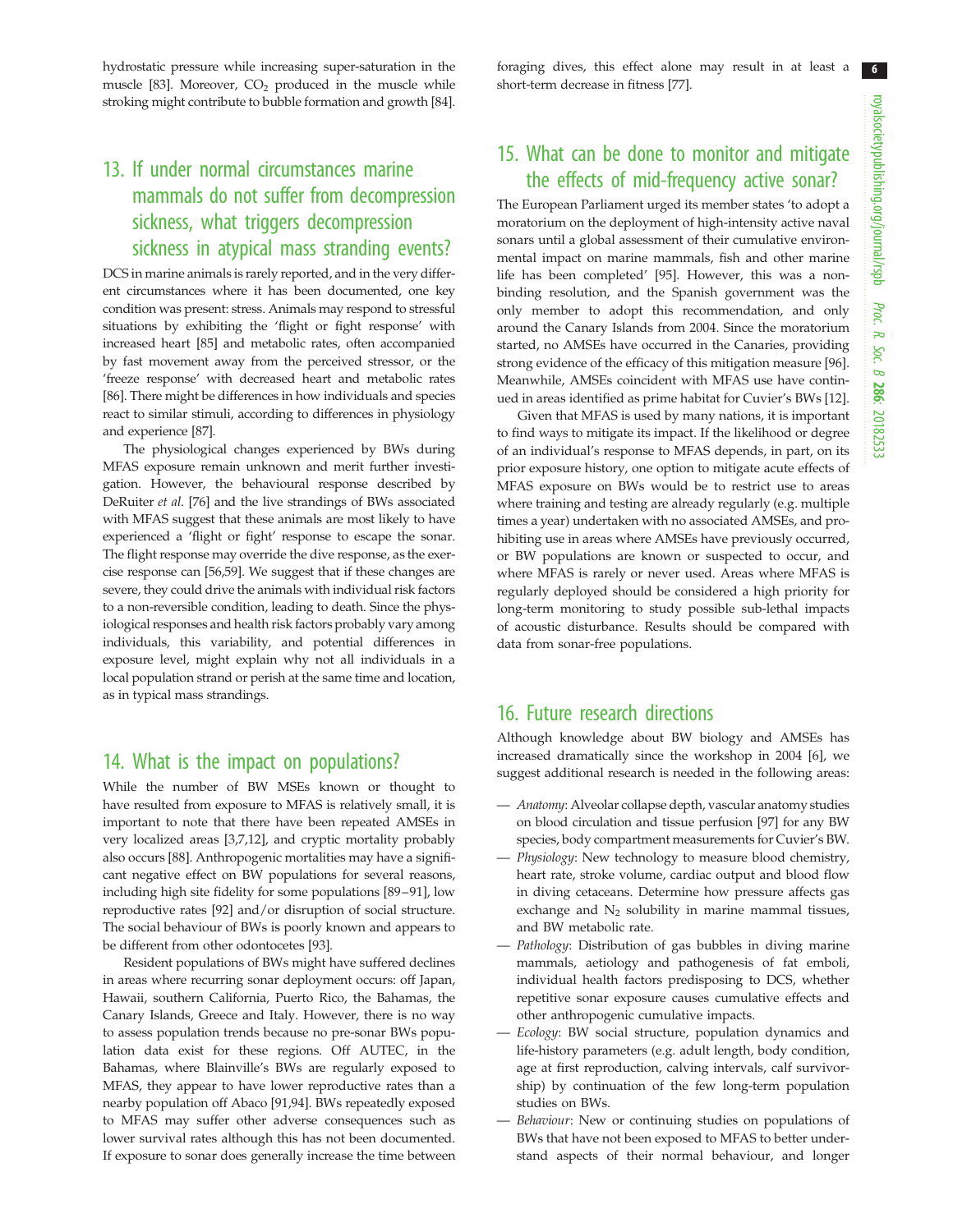hydrostatic pressure while increasing super-saturation in the muscle [83]. Moreover, $CO_2$ produced in the muscle while stroking might contribute to bubble formation and growth [84].

## 13. If under normal circumstances marine mammals do not suffer from decompression sickness, what triggers decompression sickness in atypical mass stranding events?

DCS in marine animals is rarely reported, and in the very different circumstances where it has been documented, one key condition was present: stress. Animals may respond to stressful situations by exhibiting the 'flight or fight response' with increased heart [85] and metabolic rates, often accompanied by fast movement away from the perceived stressor, or the 'freeze response' with decreased heart and metabolic rates [86]. There might be differences in how individuals and species react to similar stimuli, according to differences in physiology and experience [87].

The physiological changes experienced by BWs during MFAS exposure remain unknown and merit further investigation. However, the behavioural response described by DeRuiter *et al*. [76] and the live strandings of BWs associated with MFAS suggest that these animals are most likely to have experienced a 'flight or fight' response to escape the sonar. The flight response may override the dive response, as the exercise response can [56,59]. We suggest that if these changes are severe, they could drive the animals with individual risk factors to a non-reversible condition, leading to death. Since the physiological responses and health risk factors probably vary among individuals, this variability, and potential differences in exposure level, might explain why not all individuals in a local population strand or perish at the same time and location, as in typical mass strandings.

## 14. What is the impact on populations?

While the number of BW MSEs known or thought to have resulted from exposure to MFAS is relatively small, it is important to note that there have been repeated AMSEs in very localized areas [3,7,12], and cryptic mortality probably also occurs [88]. Anthropogenic mortalities may have a significant negative effect on BW populations for several reasons, including high site fidelity for some populations [89–91], low reproductive rates [92] and/or disruption of social structure. The social behaviour of BWs is poorly known and appears to be different from other odontocetes [93].

Resident populations of BWs might have suffered declines in areas where recurring sonar deployment occurs: off Japan, Hawaii, southern California, Puerto Rico, the Bahamas, the Canary Islands, Greece and Italy. However, there is no way to assess population trends because no pre-sonar BWs population data exist for these regions. Off AUTEC, in the Bahamas, where Blainville's BWs are regularly exposed to MFAS, they appear to have lower reproductive rates than a nearby population off Abaco [91,94]. BWs repeatedly exposed to MFAS may suffer other adverse consequences such as lower survival rates although this has not been documented. If exposure to sonar does generally increase the time between foraging dives, this effect alone may result in at least a short-term decrease in fitness [77].

## 15. What can be done to monitor and mitigate the effects of mid-frequency active sonar?

The European Parliament urged its member states 'to adopt a moratorium on the deployment of high-intensity active naval sonars until a global assessment of their cumulative environmental impact on marine mammals, fish and other marine life has been completed' [95]. However, this was a non-binding resolution, and the Spanish government was the only member to adopt this recommendation, and only around the Canary Islands from 2004. Since the moratorium started, no AMSEs have occurred in the Canaries, providing strong evidence of the efficacy of this mitigation measure [96]. Meanwhile, AMSEs coincident with MFAS use have continued in areas identified as prime habitat for Cuvier's BWs [12].

Given that MFAS is used by many nations, it is important to find ways to mitigate its impact. If the likelihood or degree of an individual's response to MFAS depends, in part, on its prior exposure history, one option to mitigate acute effects of MFAS exposure on BWs would be to restrict use to areas where training and testing are already regularly (e.g. multiple times a year) undertaken with no associated AMSEs, and prohibiting use in areas where AMSEs have previously occurred, or BW populations are known or suspected to occur, and where MFAS is rarely or never used. Areas where MFAS is regularly deployed should be considered a high priority for long-term monitoring to study possible sub-lethal impacts of acoustic disturbance. Results should be compared with data from sonar-free populations.

## 16. Future research directions

Although knowledge about BW biology and AMSEs has increased dramatically since the workshop in 2004 [6], we suggest additional research is needed in the following areas:

- *Anatomy*: Alveolar collapse depth, vascular anatomy studies on blood circulation and tissue perfusion [97] for any BW species, body compartment measurements for Cuvier's BW.
- *Physiology*: New technology to measure blood chemistry, heart rate, stroke volume, cardiac output and blood flow in diving cetaceans. Determine how pressure affects gas exchange and $N_2$ solubility in marine mammal tissues, and BW metabolic rate.
- *Pathology*: Distribution of gas bubbles in diving marine mammals, aetiology and pathogenesis of fat emboli, individual health factors predisposing to DCS, whether repetitive sonar exposure causes cumulative effects and other anthropogenic cumulative impacts.
- *Ecology*: BW social structure, population dynamics and life-history parameters (e.g. adult length, body condition, age at first reproduction, calving intervals, calf survivorship) by continuation of the few long-term population studies on BWs.
- *Behaviour*: New or continuing studies on populations of BWs that have not been exposed to MFAS to better understand aspects of their normal behaviour, and longer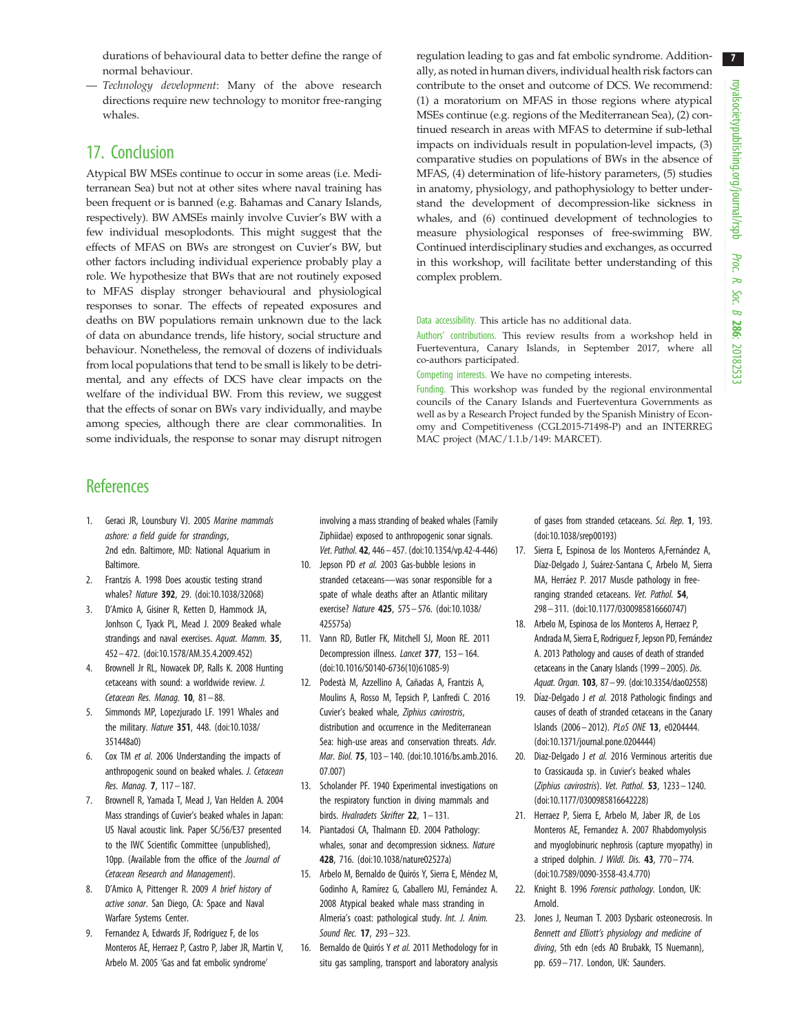durations of behavioural data to better define the range of normal behaviour.

— *Technology development*: Many of the above research directions require new technology to monitor free-ranging whales.

## 17. Conclusion

Atypical BW MSEs continue to occur in some areas (i.e. Mediterranean Sea) but not at other sites where naval training has been frequent or is banned (e.g. Bahamas and Canary Islands, respectively). BW AMSEs mainly involve Cuvier's BW with a few individual mesoplodonts. This might suggest that the effects of MFAS on BWs are strongest on Cuvier's BW, but other factors including individual experience probably play a role. We hypothesize that BWs that are not routinely exposed to MFAS display stronger behavioural and physiological responses to sonar. The effects of repeated exposures and deaths on BW populations remain unknown due to the lack of data on abundance trends, life history, social structure and behaviour. Nonetheless, the removal of dozens of individuals from local populations that tend to be small is likely to be detrimental, and any effects of DCS have clear impacts on the welfare of the individual BW. From this review, we suggest that the effects of sonar on BWs vary individually, and maybe among species, although there are clear commonalities. In some individuals, the response to sonar may disrupt nitrogen regulation leading to gas and fat embolic syndrome. Additionally, as noted in human divers, individual health risk factors can contribute to the onset and outcome of DCS. We recommend: (1) a moratorium on MFAS in those regions where atypical MSEs continue (e.g. regions of the Mediterranean Sea), (2) continued research in areas with MFAS to determine if sub-lethal impacts on individuals result in population-level impacts, (3) comparative studies on populations of BWs in the absence of MFAS, (4) determination of life-history parameters, (5) studies in anatomy, physiology, and pathophysiology to better understand the development of decompression-like sickness in whales, and (6) continued development of technologies to measure physiological responses of free-swimming BW. Continued interdisciplinary studies and exchanges, as occurred in this workshop, will facilitate better understanding of this complex problem.

Data accessibility. This article has no additional data.

Authors' contributions. This review results from a workshop held in Fuerteventura, Canary Islands, in September 2017, where all co-authors participated.

Competing interests. We have no competing interests.

Funding. This workshop was funded by the regional environmental councils of the Canary Islands and Fuerteventura Governments as well as by a Research Project funded by the Spanish Ministry of Economy and Competitiveness (CGL2015-71498-P) and an INTERREG MAC project (MAC/1.1.b/149: MARCET).

## References

1. Geraci JR, Lounsbury VJ. 2005 *Marine mammals ashore: a field guide for strandings*, 2nd edn. Baltimore, MD: National Aquarium in Baltimore.
2. Frantzis A. 1998 Does acoustic testing strand whales? *Nature* **392**, 29. (doi:10.1038/32068)
3. D'Amico A, Gisiner R, Ketten D, Hammock JA, Jonhson C, Tyack PL, Mead J. 2009 Beaked whale strandings and naval exercises. *Aquat. Mamm.* **35**, 452–472. (doi:10.1578/AM.35.4.2009.452)
4. Brownell Jr RL, Nowacek DP, Ralls K. 2008 Hunting cetaceans with sound: a worldwide review. *J. Cetacean Res. Manag.* **10**, 81–88.
5. Simmonds MP, Lopezjurado LF. 1991 Whales and the military. *Nature* **351**, 448. (doi:10.1038/351448a0)
6. Cox TM *et al.* 2006 Understanding the impacts of anthropogenic sound on beaked whales. *J. Cetacean Res. Manag.* **7**, 117–187.
7. Brownell R, Yamada T, Mead J, Van Helden A. 2004 Mass strandings of Cuvier's beaked whales in Japan: US Naval acoustic link. Paper SC/56/E37 presented to the IWC Scientific Committee (unpublished), 10pp. (Available from the office of the *Journal of Cetacean Research and Management*).
8. D'Amico A, Pittenger R. 2009 *A brief history of active sonar*. San Diego, CA: Space and Naval Warfare Systems Center.
9. Fernandez A, Edwards JF, Rodriguez F, de los Monteros AE, Herraez P, Castro P, Jaber JR, Martin V, Arbelo M. 2005 'Gas and fat embolic syndrome' involving a mass stranding of beaked whales (Family Ziphiidae) exposed to anthropogenic sonar signals. *Vet. Pathol.* **42**, 446–457. (doi:10.1354/vp.42-4-446)
10. Jepson PD *et al.* 2003 Gas-bubble lesions in stranded cetaceans—was sonar responsible for a spate of whale deaths after an Atlantic military exercise? *Nature* **425**, 575–576. (doi:10.1038/425575a)
11. Vann RD, Butler FK, Mitchell SJ, Moon RE. 2011 Decompression illness. *Lancet* **377**, 153–164. (doi:10.1016/S0140-6736(10)61085-9)
12. Podestà M, Azzellino A, Cañadas A, Frantzis A, Moulins A, Rosso M, Tepsich P, Lanfredi C. 2016 Cuvier's beaked whale, *Ziphius cavirostris*, distribution and occurrence in the Mediterranean Sea: high-use areas and conservation threats. *Adv. Mar. Biol.* **75**, 103–140. (doi:10.1016/bs.amb.2016.07.007)
13. Scholander PF. 1940 Experimental investigations on the respiratory function in diving mammals and birds. *Hvalradets Skrifter* **22**, 1–131.
14. Piantadosi CA, Thalmann ED. 2004 Pathology: whales, sonar and decompression sickness. *Nature* **428**, 716. (doi:10.1038/nature02527a)
15. Arbelo M, Bernaldo de Quirós Y, Sierra E, Méndez M, Godinho A, Ramírez G, Caballero MJ, Fernández A. 2008 Atypical beaked whale mass stranding in Almeria's coast: pathological study. *Int. J. Anim. Sound Rec.* **17**, 293–323.
16. Bernaldo de Quirós Y *et al.* 2011 Methodology for in situ gas sampling, transport and laboratory analysis of gases from stranded cetaceans. *Sci. Rep.* **1**, 193. (doi:10.1038/srep00193)
17. Sierra E, Espinosa de los Monteros A,Fernández A, Díaz-Delgado J, Suárez-Santana C, Arbelo M, Sierra MA, Herráez P. 2017 Muscle pathology in free-ranging stranded cetaceans. *Vet. Pathol.* **54**, 298–311. (doi:10.1177/0300985816660747)
18. Arbelo M, Espinosa de los Monteros A, Herraez P, Andrada M, Sierra E, Rodriguez F, Jepson PD, Fernández A. 2013 Pathology and causes of death of stranded cetaceans in the Canary Islands (1999–2005). *Dis. Aquat. Organ.* **103**, 87–99. (doi:10.3354/dao02558)
19. Díaz-Delgado J *et al.* 2018 Pathologic findings and causes of death of stranded cetaceans in the Canary Islands (2006–2012). *PLoS ONE* **13**, e0204444. (doi:10.1371/journal.pone.0204444)
20. Diaz-Delgado J *et al.* 2016 Verminous arteritis due to Crassicauda sp. in Cuvier's beaked whales (*Ziphius cavirostris*). *Vet. Pathol.* **53**, 1233–1240. (doi:10.1177/0300985816642228)
21. Herraez P, Sierra E, Arbelo M, Jaber JR, de Los Monteros AE, Fernandez A. 2007 Rhabdomyolysis and myoglobinuric nephrosis (capture myopathy) in a striped dolphin. *J Wildl. Dis.* **43**, 770–774. (doi:10.7589/0090-3558-43.4.770)
22. Knight B. 1996 *Forensic pathology*. London, UK: Arnold.
23. Jones J, Neuman T. 2003 Dysbaric osteonecrosis. In *Bennett and Elliott's physiology and medicine of diving*, 5th edn (eds AO Brubakk, TS Nuemann), pp. 659–717. London, UK: Saunders.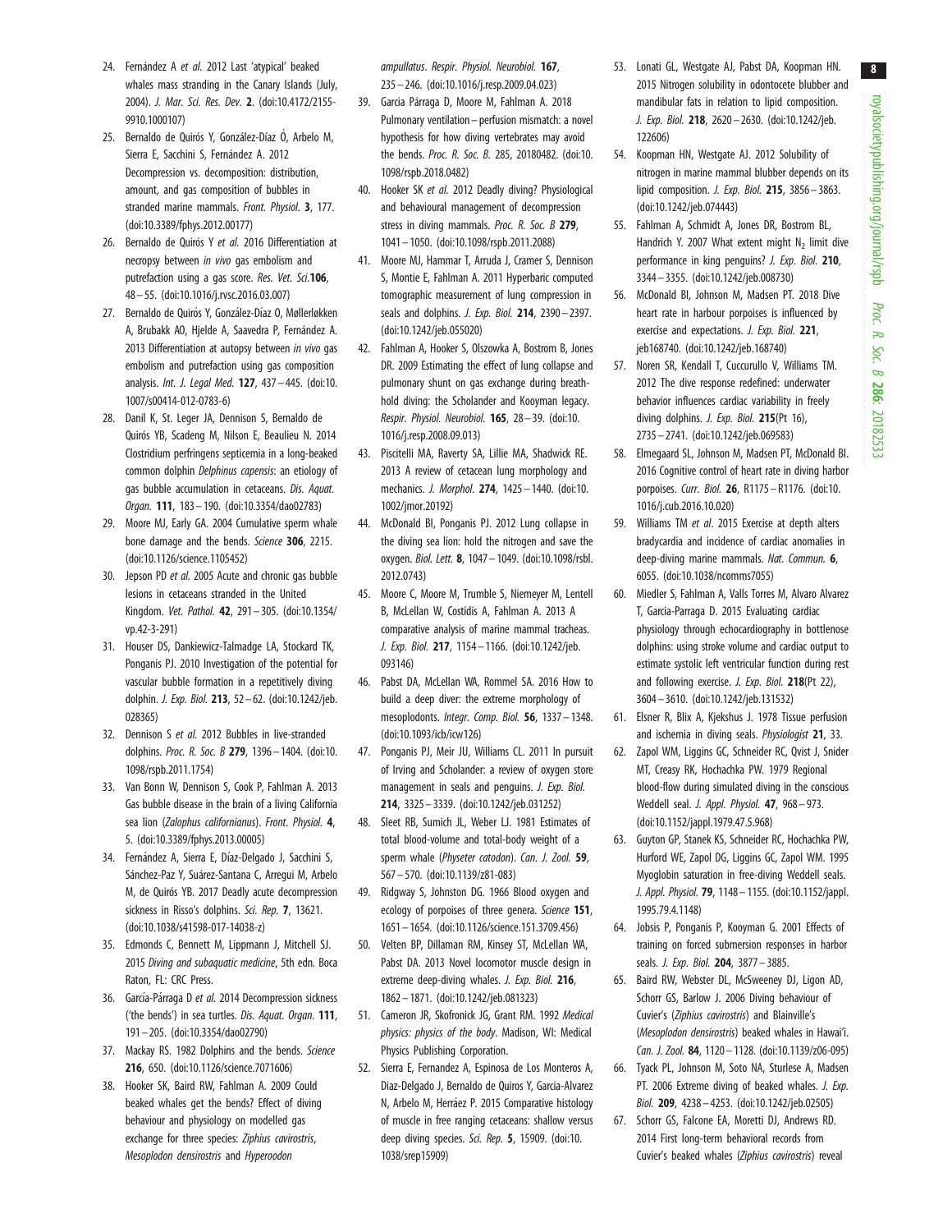24. Fernández A *et al.* 2012 Last 'atypical' beaked whales mass stranding in the Canary Islands (July, 2004). *J. Mar. Sci. Res. Dev.* **2**. (doi:10.4172/2155-9910.1000107)
25. Bernaldo de Quirós Y, González-Díaz Ó, Arbelo M, Sierra E, Sacchini S, Fernández A. 2012 Decompression vs. decomposition: distribution, amount, and gas composition of bubbles in stranded marine mammals. *Front. Physiol.* **3**, 177. (doi:10.3389/fphys.2012.00177)
26. Bernaldo de Quirós Y *et al.* 2016 Differentiation at necropsy between *in vivo* gas embolism and putrefaction using a gas score. *Res. Vet. Sci.* **106**, 48–55. (doi:10.1016/j.rvsc.2016.03.007)
27. Bernaldo de Quirós Y, González-Díaz O, Møllerløkken A, Brubakk AO, Hjelde A, Saavedra P, Fernández A. 2013 Differentiation at autopsy between *in vivo* gas embolism and putrefaction using gas composition analysis. *Int. J. Legal Med.* **127**, 437–445. (doi:10.1007/s00414-012-0783-6)
28. Danil K, St. Leger JA, Dennison S, Bernaldo de Quirós YB, Scadeng M, Nilson E, Beaulieu N. 2014 Clostridium perfringens septicemia in a long-beaked common dolphin *Delphinus capensis*: an etiology of gas bubble accumulation in cetaceans. *Dis. Aquat. Organ.* **111**, 183–190. (doi:10.3354/dao02783)
29. Moore MJ, Early GA. 2004 Cumulative sperm whale bone damage and the bends. *Science* **306**, 2215. (doi:10.1126/science.1105452)
30. Jepson PD *et al.* 2005 Acute and chronic gas bubble lesions in cetaceans stranded in the United Kingdom. *Vet. Pathol.* **42**, 291–305. (doi:10.1354/vp.42-3-291)
31. Houser DS, Dankiewicz-Talmadge LA, Stockard TK, Ponganis PJ. 2010 Investigation of the potential for vascular bubble formation in a repetitively diving dolphin. *J. Exp. Biol.* **213**, 52–62. (doi:10.1242/jeb.028365)
32. Dennison S *et al.* 2012 Bubbles in live-stranded dolphins. *Proc. R. Soc. B* **279**, 1396–1404. (doi:10.1098/rspb.2011.1754)
33. Van Bonn W, Dennison S, Cook P, Fahlman A. 2013 Gas bubble disease in the brain of a living California sea lion (*Zalophus californianus*). *Front. Physiol.* **4**, 5. (doi:10.3389/fphys.2013.00005)
34. Fernández A, Sierra E, Díaz-Delgado J, Sacchini S, Sánchez-Paz Y, Suárez-Santana C, Arregui M, Arbelo M, de Quirós YB. 2017 Deadly acute decompression sickness in Risso's dolphins. *Sci. Rep.* **7**, 13621. (doi:10.1038/s41598-017-14038-z)
35. Edmonds C, Bennett M, Lippmann J, Mitchell SJ. 2015 *Diving and subaquatic medicine*, 5th edn. Boca Raton, FL: CRC Press.
36. García-Párraga D *et al.* 2014 Decompression sickness ('the bends') in sea turtles. *Dis. Aquat. Organ.* **111**, 191–205. (doi:10.3354/dao02790)
37. Mackay RS. 1982 Dolphins and the bends. *Science* **216**, 650. (doi:10.1126/science.7071606)
38. Hooker SK, Baird RW, Fahlman A. 2009 Could beaked whales get the bends? Effect of diving behaviour and physiology on modelled gas exchange for three species: *Ziphius cavirostris*, *Mesoplodon densirostris* and *Hyperoodon ampullatus*. *Respir. Physiol. Neurobiol.* **167**, 235–246. (doi:10.1016/j.resp.2009.04.023)
39. Garcia Párraga D, Moore M, Fahlman A. 2018 Pulmonary ventilation–perfusion mismatch: a novel hypothesis for how diving vertebrates may avoid the bends. *Proc. R. Soc. B.* 285, 20180482. (doi:10.1098/rspb.2018.0482)
40. Hooker SK *et al.* 2012 Deadly diving? Physiological and behavioural management of decompression stress in diving mammals. *Proc. R. Soc. B* **279**, 1041–1050. (doi:10.1098/rspb.2011.2088)
41. Moore MJ, Hammar T, Arruda J, Cramer S, Dennison S, Montie E, Fahlman A. 2011 Hyperbaric computed tomographic measurement of lung compression in seals and dolphins. *J. Exp. Biol.* **214**, 2390–2397. (doi:10.1242/jeb.055020)
42. Fahlman A, Hooker S, Olszowka A, Bostrom B, Jones DR. 2009 Estimating the effect of lung collapse and pulmonary shunt on gas exchange during breath-hold diving: the Scholander and Kooyman legacy. *Respir. Physiol. Neurobiol.* **165**, 28–39. (doi:10.1016/j.resp.2008.09.013)
43. Piscitelli MA, Raverty SA, Lillie MA, Shadwick RE. 2013 A review of cetacean lung morphology and mechanics. *J. Morphol.* **274**, 1425–1440. (doi:10.1002/jmor.20192)
44. McDonald BI, Ponganis PJ. 2012 Lung collapse in the diving sea lion: hold the nitrogen and save the oxygen. *Biol. Lett.* **8**, 1047–1049. (doi:10.1098/rsbl.2012.0743)
45. Moore C, Moore M, Trumble S, Niemeyer M, Lentell B, McLellan W, Costidis A, Fahlman A. 2013 A comparative analysis of marine mammal tracheas. *J. Exp. Biol.* **217**, 1154–1166. (doi:10.1242/jeb.093146)
46. Pabst DA, McLellan WA, Rommel SA. 2016 How to build a deep diver: the extreme morphology of mesoplodonts. *Integr. Comp. Biol.* **56**, 1337–1348. (doi:10.1093/icb/icw126)
47. Ponganis PJ, Meir JU, Williams CL. 2011 In pursuit of Irving and Scholander: a review of oxygen store management in seals and penguins. *J. Exp. Biol.* **214**, 3325–3339. (doi:10.1242/jeb.031252)
48. Sleet RB, Sumich JL, Weber LJ. 1981 Estimates of total blood-volume and total-body weight of a sperm whale (*Physeter catodon*). *Can. J. Zool.* **59**, 567–570. (doi:10.1139/z81-083)
49. Ridgway S, Johnston DG. 1966 Blood oxygen and ecology of porpoises of three genera. *Science* **151**, 1651–1654. (doi:10.1126/science.151.3709.456)
50. Velten BP, Dillaman RM, Kinsey ST, McLellan WA, Pabst DA. 2013 Novel locomotor muscle design in extreme deep-diving whales. *J. Exp. Biol.* **216**, 1862–1871. (doi:10.1242/jeb.081323)
51. Cameron JR, Skofronick JG, Grant RM. 1992 *Medical physics: physics of the body*. Madison, WI: Medical Physics Publishing Corporation.
52. Sierra E, Fernandez A, Espinosa de Los Monteros A, Diaz-Delgado J, Bernaldo de Quiros Y, Garcia-Alvarez N, Arbelo M, Herráez P. 2015 Comparative histology of muscle in free ranging cetaceans: shallow versus deep diving species. *Sci. Rep.* **5**, 15909. (doi:10.1038/srep15909)
53. Lonati GL, Westgate AJ, Pabst DA, Koopman HN. 2015 Nitrogen solubility in odontocete blubber and mandibular fats in relation to lipid composition. *J. Exp. Biol.* **218**, 2620–2630. (doi:10.1242/jeb.122606)
54. Koopman HN, Westgate AJ. 2012 Solubility of nitrogen in marine mammal blubber depends on its lipid composition. *J. Exp. Biol.* **215**, 3856–3863. (doi:10.1242/jeb.074443)
55. Fahlman A, Schmidt A, Jones DR, Bostrom BL, Handrich Y. 2007 What extent might $N_2$ limit dive performance in king penguins? *J. Exp. Biol.* **210**, 3344–3355. (doi:10.1242/jeb.008730)
56. McDonald BI, Johnson M, Madsen PT. 2018 Dive heart rate in harbour porpoises is influenced by exercise and expectations. *J. Exp. Biol.* **221**, jeb168740. (doi:10.1242/jeb.168740)
57. Noren SR, Kendall T, Cuccurullo V, Williams TM. 2012 The dive response redefined: underwater behavior influences cardiac variability in freely diving dolphins. *J. Exp. Biol.* **215**(Pt 16), 2735–2741. (doi:10.1242/jeb.069583)
58. Elmegaard SL, Johnson M, Madsen PT, McDonald BI. 2016 Cognitive control of heart rate in diving harbor porpoises. *Curr. Biol.* **26**, R1175–R1176. (doi:10.1016/j.cub.2016.10.020)
59. Williams TM *et al*. 2015 Exercise at depth alters bradycardia and incidence of cardiac anomalies in deep-diving marine mammals. *Nat. Commun.* **6**, 6055. (doi:10.1038/ncomms7055)
60. Miedler S, Fahlman A, Valls Torres M, Alvaro Alvarez T, Garcia-Parraga D. 2015 Evaluating cardiac physiology through echocardiography in bottlenose dolphins: using stroke volume and cardiac output to estimate systolic left ventricular function during rest and following exercise. *J. Exp. Biol.* **218**(Pt 22), 3604–3610. (doi:10.1242/jeb.131532)
61. Elsner R, Blix A, Kjekshus J. 1978 Tissue perfusion and ischemia in diving seals. *Physiologist* **21**, 33.
62. Zapol WM, Liggins GC, Schneider RC, Qvist J, Snider MT, Creasy RK, Hochachka PW. 1979 Regional blood-flow during simulated diving in the conscious Weddell seal. *J. Appl. Physiol.* **47**, 968–973. (doi:10.1152/jappl.1979.47.5.968)
63. Guyton GP, Stanek KS, Schneider RC, Hochachka PW, Hurford WE, Zapol DG, Liggins GC, Zapol WM. 1995 Myoglobin saturation in free-diving Weddell seals. *J. Appl. Physiol.* **79**, 1148–1155. (doi:10.1152/jappl.1995.79.4.1148)
64. Jobsis P, Ponganis P, Kooyman G. 2001 Effects of training on forced submersion responses in harbor seals. *J. Exp. Biol.* **204**, 3877–3885.
65. Baird RW, Webster DL, McSweeney DJ, Ligon AD, Schorr GS, Barlow J. 2006 Diving behaviour of Cuvier's (*Ziphius cavirostris*) and Blainville's (*Mesoplodon densirostris*) beaked whales in Hawai'i. *Can. J. Zool.* **84**, 1120–1128. (doi:10.1139/z06-095)
66. Tyack PL, Johnson M, Soto NA, Sturlese A, Madsen PT. 2006 Extreme diving of beaked whales. *J. Exp. Biol.* **209**, 4238–4253. (doi:10.1242/jeb.02505)
67. Schorr GS, Falcone EA, Moretti DJ, Andrews RD. 2014 First long-term behavioral records from Cuvier's beaked whales (*Ziphius cavirostris*) reveal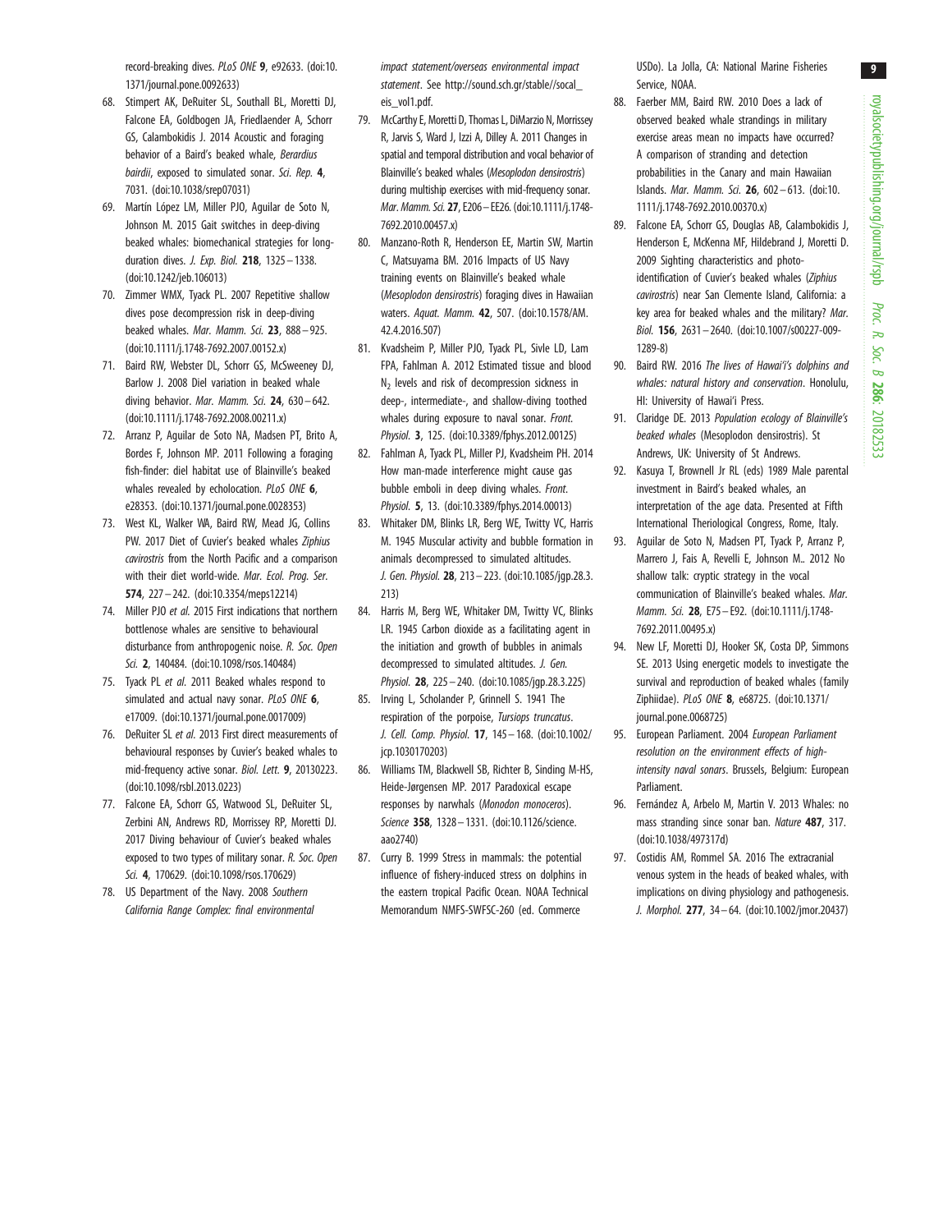record-breaking dives. *PLoS ONE* **9**, e92633. (doi:10.1371/journal.pone.0092633)

68. Stimpert AK, DeRuiter SL, Southall BL, Moretti DJ, Falcone EA, Goldbogen JA, Friedlaender A, Schorr GS, Calambokidis J. 2014 Acoustic and foraging behavior of a Baird's beaked whale, *Berardius bairdii*, exposed to simulated sonar. *Sci. Rep.* **4**, 7031. (doi:10.1038/srep07031)
69. Martín López LM, Miller PJO, Aguilar de Soto N, Johnson M. 2015 Gait switches in deep-diving beaked whales: biomechanical strategies for long-duration dives. *J. Exp. Biol.* **218**, 1325–1338. (doi:10.1242/jeb.106013)
70. Zimmer WMX, Tyack PL. 2007 Repetitive shallow dives pose decompression risk in deep-diving beaked whales. *Mar. Mamm. Sci.* **23**, 888–925. (doi:10.1111/j.1748-7692.2007.00152.x)
71. Baird RW, Webster DL, Schorr GS, McSweeney DJ, Barlow J. 2008 Diel variation in beaked whale diving behavior. *Mar. Mamm. Sci.* **24**, 630–642. (doi:10.1111/j.1748-7692.2008.00211.x)
72. Arranz P, Aguilar de Soto NA, Madsen PT, Brito A, Bordes F, Johnson MP. 2011 Following a foraging fish-finder: diel habitat use of Blainville's beaked whales revealed by echolocation. *PLoS ONE* **6**, e28353. (doi:10.1371/journal.pone.0028353)
73. West KL, Walker WA, Baird RW, Mead JG, Collins PW. 2017 Diet of Cuvier's beaked whales *Ziphius cavirostris* from the North Pacific and a comparison with their diet world-wide. *Mar. Ecol. Prog. Ser.* **574**, 227–242. (doi:10.3354/meps12214)
74. Miller PJO *et al.* 2015 First indications that northern bottlenose whales are sensitive to behavioural disturbance from anthropogenic noise. *R. Soc. Open Sci.* **2**, 140484. (doi:10.1098/rsos.140484)
75. Tyack PL *et al.* 2011 Beaked whales respond to simulated and actual navy sonar. *PLoS ONE* **6**, e17009. (doi:10.1371/journal.pone.0017009)
76. DeRuiter SL *et al.* 2013 First direct measurements of behavioural responses by Cuvier's beaked whales to mid-frequency active sonar. *Biol. Lett.* **9**, 20130223. (doi:10.1098/rsbl.2013.0223)
77. Falcone EA, Schorr GS, Watwood SL, DeRuiter SL, Zerbini AN, Andrews RD, Morrissey RP, Moretti DJ. 2017 Diving behaviour of Cuvier's beaked whales exposed to two types of military sonar. *R. Soc. Open Sci.* **4**, 170629. (doi:10.1098/rsos.170629)
78. US Department of the Navy. 2008 *Southern California Range Complex: final environmental impact statement/overseas environmental impact statement*. See http://sound.sch.gr/stable//socal_eis_vol1.pdf.
79. McCarthy E, Moretti D, Thomas L, DiMarzio N, Morrissey R, Jarvis S, Ward J, Izzi A, Dilley A. 2011 Changes in spatial and temporal distribution and vocal behavior of Blainville's beaked whales (*Mesoplodon densirostris*) during multiship exercises with mid-frequency sonar. *Mar. Mamm. Sci.* **27**, E206–EE26. (doi:10.1111/j.1748-7692.2010.00457.x)
80. Manzano-Roth R, Henderson EE, Martin SW, Martin C, Matsuyama BM. 2016 Impacts of US Navy training events on Blainville's beaked whale (*Mesoplodon densirostris*) foraging dives in Hawaiian waters. *Aquat. Mamm.* **42**, 507. (doi:10.1578/AM.42.4.2016.507)
81. Kvadsheim P, Miller PJO, Tyack PL, Sivle LD, Lam FPA, Fahlman A. 2012 Estimated tissue and blood $N_2$ levels and risk of decompression sickness in deep-, intermediate-, and shallow-diving toothed whales during exposure to naval sonar. *Front. Physiol.* **3**, 125. (doi:10.3389/fphys.2012.00125)
82. Fahlman A, Tyack PL, Miller PJ, Kvadsheim PH. 2014 How man-made interference might cause gas bubble emboli in deep diving whales. *Front. Physiol.* **5**, 13. (doi:10.3389/fphys.2014.00013)
83. Whitaker DM, Blinks LR, Berg WE, Twitty VC, Harris M. 1945 Muscular activity and bubble formation in animals decompressed to simulated altitudes. *J. Gen. Physiol.* **28**, 213–223. (doi:10.1085/jgp.28.3.213)
84. Harris M, Berg WE, Whitaker DM, Twitty VC, Blinks LR. 1945 Carbon dioxide as a facilitating agent in the initiation and growth of bubbles in animals decompressed to simulated altitudes. *J. Gen. Physiol.* **28**, 225–240. (doi:10.1085/jgp.28.3.225)
85. Irving L, Scholander P, Grinnell S. 1941 The respiration of the porpoise, *Tursiops truncatus*. *J. Cell. Comp. Physiol.* **17**, 145–168. (doi:10.1002/jcp.1030170203)
86. Williams TM, Blackwell SB, Richter B, Sinding M-HS, Heide-Jørgensen MP. 2017 Paradoxical escape responses by narwhals (*Monodon monoceros*). *Science* **358**, 1328–1331. (doi:10.1126/science.aao2740)
87. Curry B. 1999 Stress in mammals: the potential influence of fishery-induced stress on dolphins in the eastern tropical Pacific Ocean. NOAA Technical Memorandum NMFS-SWFSC-260 (ed. Commerce USDo). La Jolla, CA: National Marine Fisheries Service, NOAA.
88. Faerber MM, Baird RW. 2010 Does a lack of observed beaked whale strandings in military exercise areas mean no impacts have occurred? A comparison of stranding and detection probabilities in the Canary and main Hawaiian Islands. *Mar. Mamm. Sci.* **26**, 602–613. (doi:10.1111/j.1748-7692.2010.00370.x)
89. Falcone EA, Schorr GS, Douglas AB, Calambokidis J, Henderson E, McKenna MF, Hildebrand J, Moretti D. 2009 Sighting characteristics and photo-identification of Cuvier's beaked whales (*Ziphius cavirostris*) near San Clemente Island, California: a key area for beaked whales and the military? *Mar. Biol.* **156**, 2631–2640. (doi:10.1007/s00227-009-1289-8)
90. Baird RW. 2016 *The lives of Hawai'i's dolphins and whales: natural history and conservation*. Honolulu, HI: University of Hawai'i Press.
91. Claridge DE. 2013 *Population ecology of Blainville's beaked whales* (Mesoplodon densirostris). St Andrews, UK: University of St Andrews.
92. Kasuya T, Brownell Jr RL (eds) 1989 Male parental investment in Baird's beaked whales, an interpretation of the age data. Presented at Fifth International Theriological Congress, Rome, Italy.
93. Aguilar de Soto N, Madsen PT, Tyack P, Arranz P, Marrero J, Fais A, Revelli E, Johnson M.. 2012 No shallow talk: cryptic strategy in the vocal communication of Blainville's beaked whales. *Mar. Mamm. Sci.* **28**, E75–E92. (doi:10.1111/j.1748-7692.2011.00495.x)
94. New LF, Moretti DJ, Hooker SK, Costa DP, Simmons SE. 2013 Using energetic models to investigate the survival and reproduction of beaked whales (family Ziphiidae). *PLoS ONE* **8**, e68725. (doi:10.1371/journal.pone.0068725)
95. European Parliament. 2004 *European Parliament resolution on the environment effects of high-intensity naval sonars*. Brussels, Belgium: European Parliament.
96. Fernández A, Arbelo M, Martin V. 2013 Whales: no mass stranding since sonar ban. *Nature* **487**, 317. (doi:10.1038/497317d)
97. Costidis AM, Rommel SA. 2016 The extracranial venous system in the heads of beaked whales, with implications on diving physiology and pathogenesis. *J. Morphol.* **277**, 34–64. (doi:10.1002/jmor.20437)